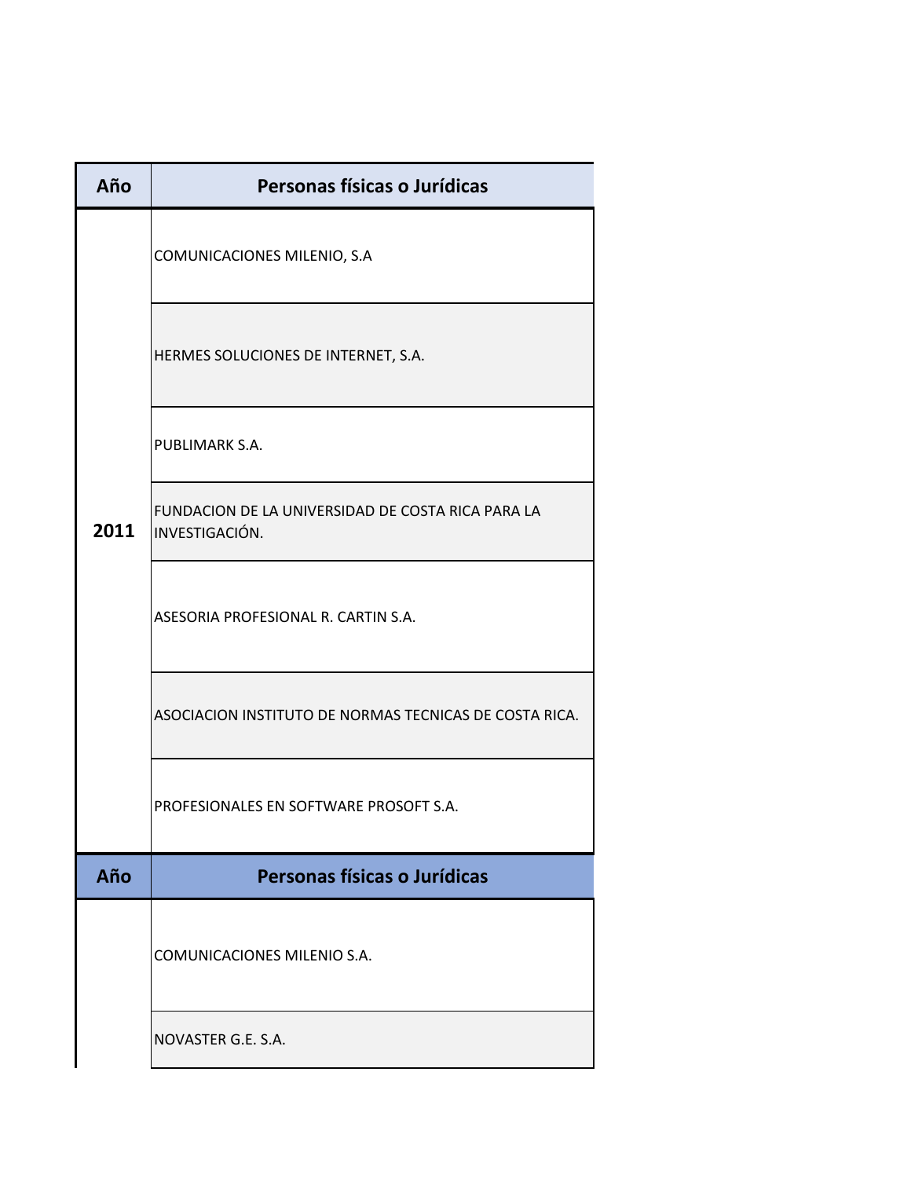| Año | Personas físicas o Jurídicas |
| --- | --- |
| 2011 | COMUNICACIONES MILENIO, S.A |
| | HERMES SOLUCIONES DE INTERNET, S.A. |
| | PUBLIMARK S.A. |
| | FUNDACION DE LA UNIVERSIDAD DE COSTA RICA PARA LA INVESTIGACIÓN. |
| | ASESORIA PROFESIONAL R. CARTIN S.A. |
| | ASOCIACION INSTITUTO DE NORMAS TECNICAS DE COSTA RICA. |
| | PROFESIONALES EN SOFTWARE PROSOFT S.A. |

| Año | Personas físicas o Jurídicas |
| --- | --- |
| | COMUNICACIONES MILENIO S.A. |
| | NOVASTER G.E. S.A. |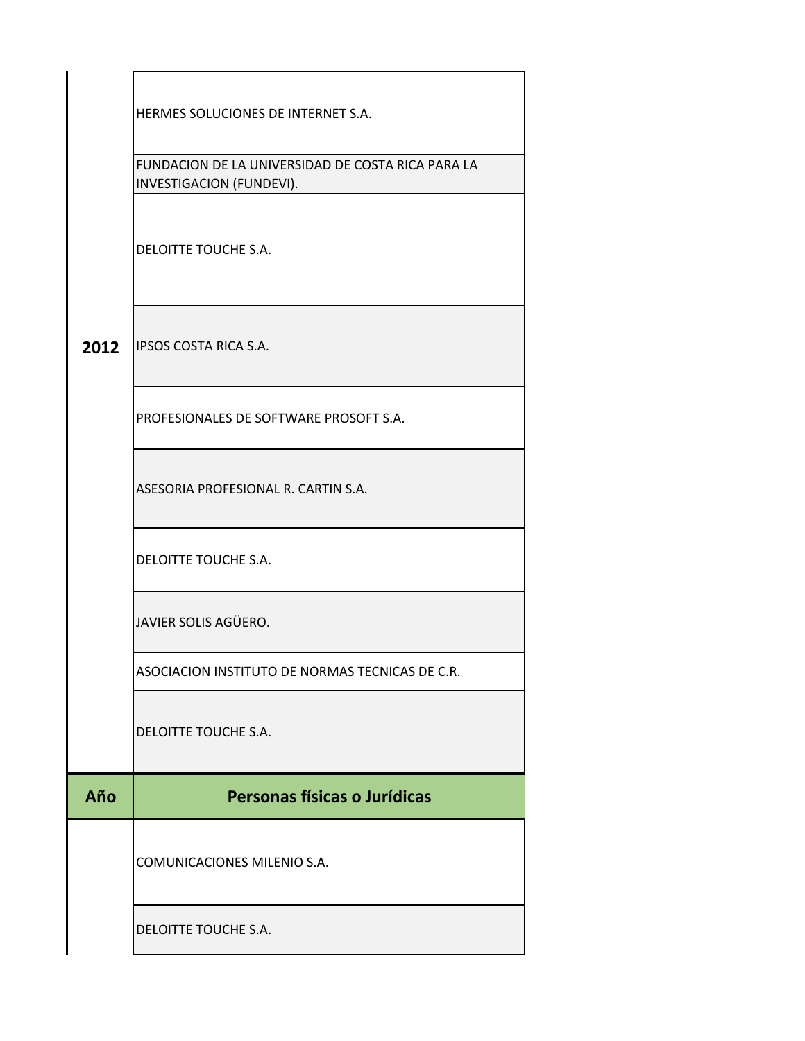| Año | Personas físicas o Jurídicas |
|---|---|
| 2012 | HERMES SOLUCIONES DE INTERNET S.A. |
| | FUNDACION DE LA UNIVERSIDAD DE COSTA RICA PARA LA INVESTIGACION (FUNDEVI). |
| | DELOITTE TOUCHE S.A. |
| | IPSOS COSTA RICA S.A. |
| | PROFESIONALES DE SOFTWARE PROSOFT S.A. |
| | ASESORIA PROFESIONAL R. CARTIN S.A. |
| | DELOITTE TOUCHE S.A. |
| | JAVIER SOLIS AGÜERO. |
| | ASOCIACION INSTITUTO DE NORMAS TECNICAS DE C.R. |
| | DELOITTE TOUCHE S.A. |

| Año | Personas físicas o Jurídicas |
|---|---|
| | COMUNICACIONES MILENIO S.A. |
| | DELOITTE TOUCHE S.A. |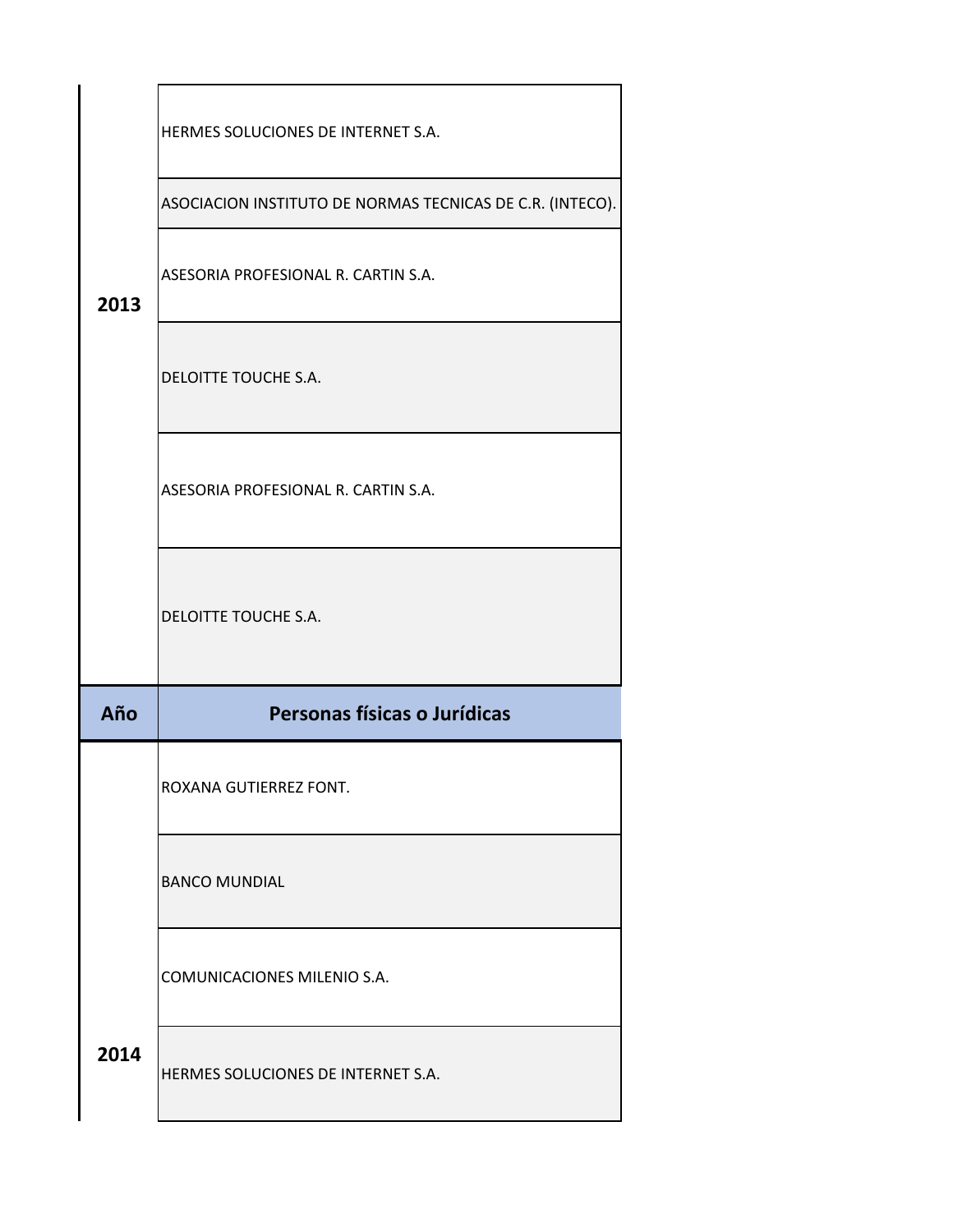| Año | Personas físicas o Jurídicas |
| --- | --- |
| 2013 | HERMES SOLUCIONES DE INTERNET S.A. |
| | ASOCIACION INSTITUTO DE NORMAS TECNICAS DE C.R. (INTECO). |
| | ASESORIA PROFESIONAL R. CARTIN S.A. |
| | DELOITTE TOUCHE S.A. |
| | ASESORIA PROFESIONAL R. CARTIN S.A. |
| | DELOITTE TOUCHE S.A. |

| Año | Personas físicas o Jurídicas |
| --- | --- |
| 2014 | ROXANA GUTIERREZ FONT. |
| | BANCO MUNDIAL |
| | COMUNICACIONES MILENIO S.A. |
| | HERMES SOLUCIONES DE INTERNET S.A. |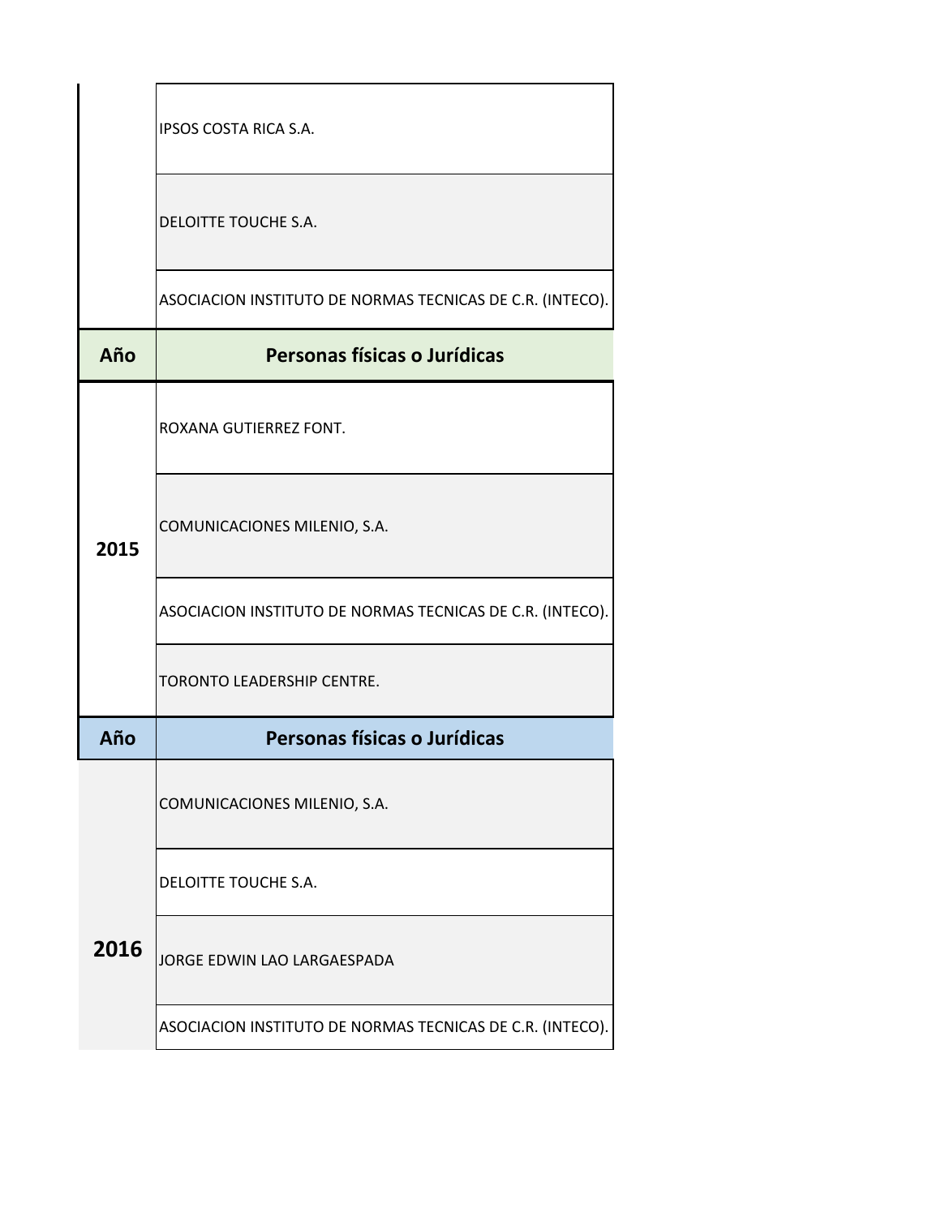| Año | Personas físicas o Jurídicas |
|---|---|
| | IPSOS COSTA RICA S.A. |
| | DELOITTE TOUCHE S.A. |
| | ASOCIACION INSTITUTO DE NORMAS TECNICAS DE C.R. (INTECO). |

| Año | Personas físicas o Jurídicas |
|---|---|
| 2015 | ROXANA GUTIERREZ FONT. |
| | COMUNICACIONES MILENIO, S.A. |
| | ASOCIACION INSTITUTO DE NORMAS TECNICAS DE C.R. (INTECO). |
| | TORONTO LEADERSHIP CENTRE. |

| Año | Personas físicas o Jurídicas |
|---|---|
| 2016 | COMUNICACIONES MILENIO, S.A. |
| | DELOITTE TOUCHE S.A. |
| | JORGE EDWIN LAO LARGAESPADA |
| | ASOCIACION INSTITUTO DE NORMAS TECNICAS DE C.R. (INTECO). |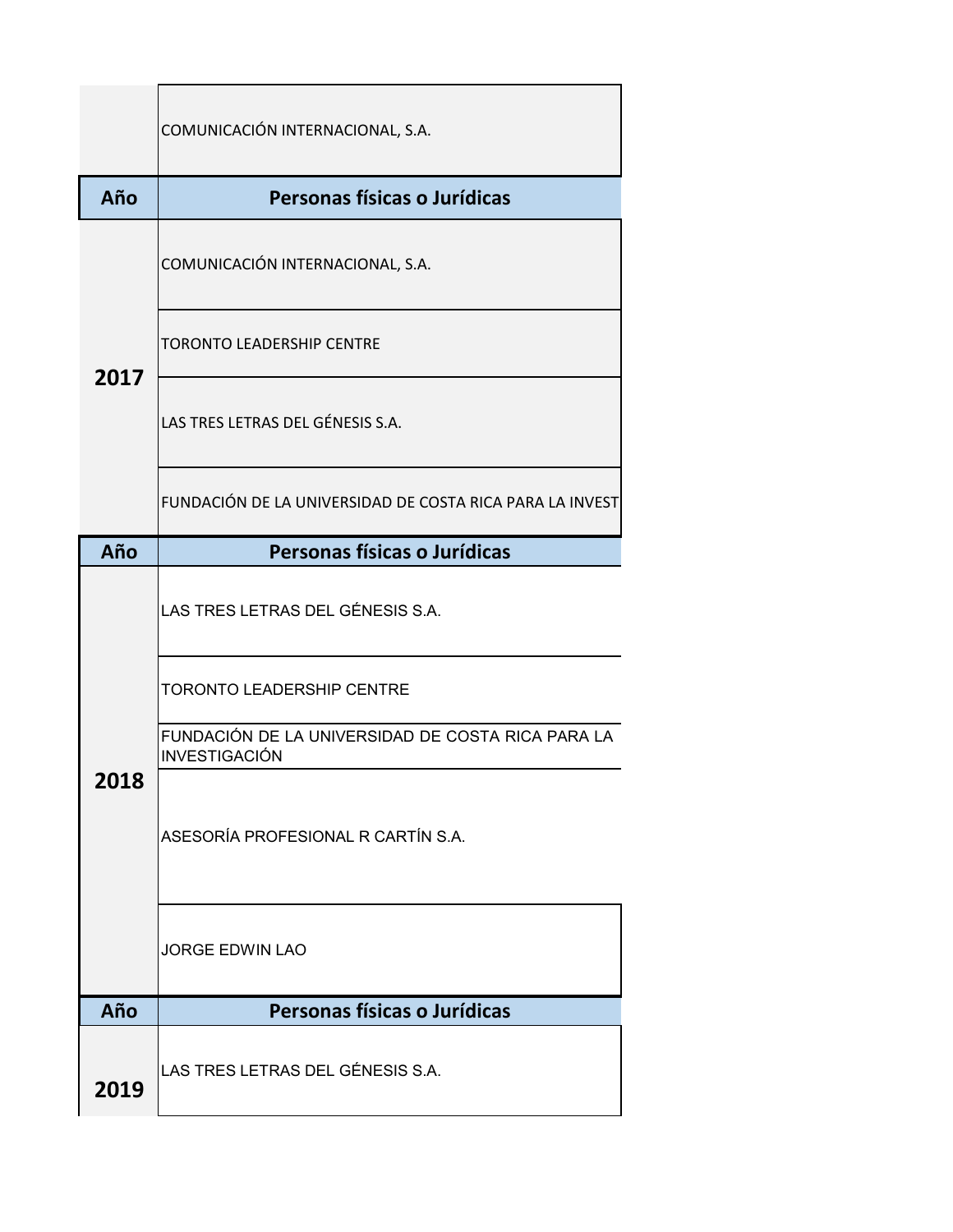| Año | Personas físicas o Jurídicas |
|---|---|
| | COMUNICACIÓN INTERNACIONAL, S.A. |

| Año | Personas físicas o Jurídicas |
|---|---|
| 2017 | COMUNICACIÓN INTERNACIONAL, S.A. |
| | TORONTO LEADERSHIP CENTRE |
| | LAS TRES LETRAS DEL GÉNESIS S.A. |
| | FUNDACIÓN DE LA UNIVERSIDAD DE COSTA RICA PARA LA INVEST |

| Año | Personas físicas o Jurídicas |
|---|---|
| 2018 | LAS TRES LETRAS DEL GÉNESIS S.A. |
| | TORONTO LEADERSHIP CENTRE |
| | FUNDACIÓN DE LA UNIVERSIDAD DE COSTA RICA PARA LA INVESTIGACIÓN |
| | ASESORÍA PROFESIONAL R CARTÍN S.A. |
| | JORGE EDWIN LAO |

| Año | Personas físicas o Jurídicas |
|---|---|
| 2019 | LAS TRES LETRAS DEL GÉNESIS S.A. |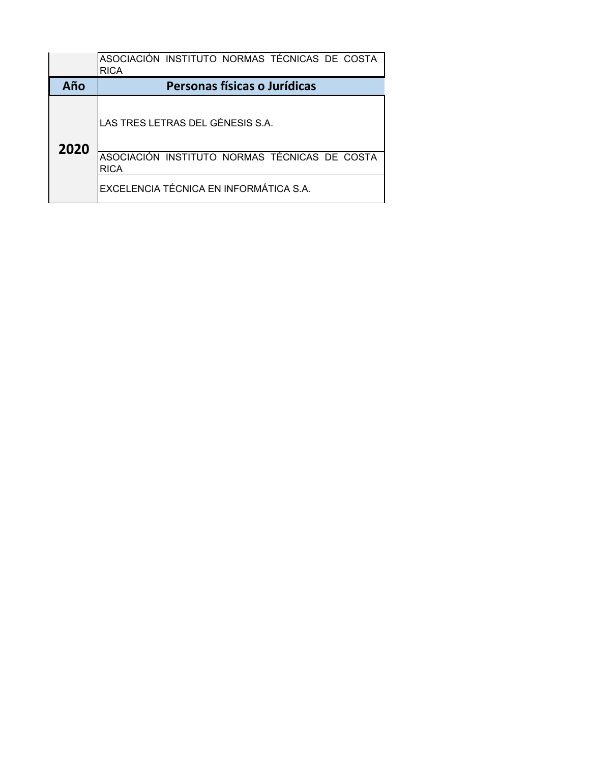| | ASOCIACIÓN INSTITUTO NORMAS TÉCNICAS DE COSTA RICA |
|---|---|

| Año | Personas físicas o Jurídicas |
|---|---|
| 2020 | LAS TRES LETRAS DEL GÉNESIS S.A. |
| | ASOCIACIÓN INSTITUTO NORMAS TÉCNICAS DE COSTA RICA |
| | EXCELENCIA TÉCNICA EN INFORMÁTICA S.A. |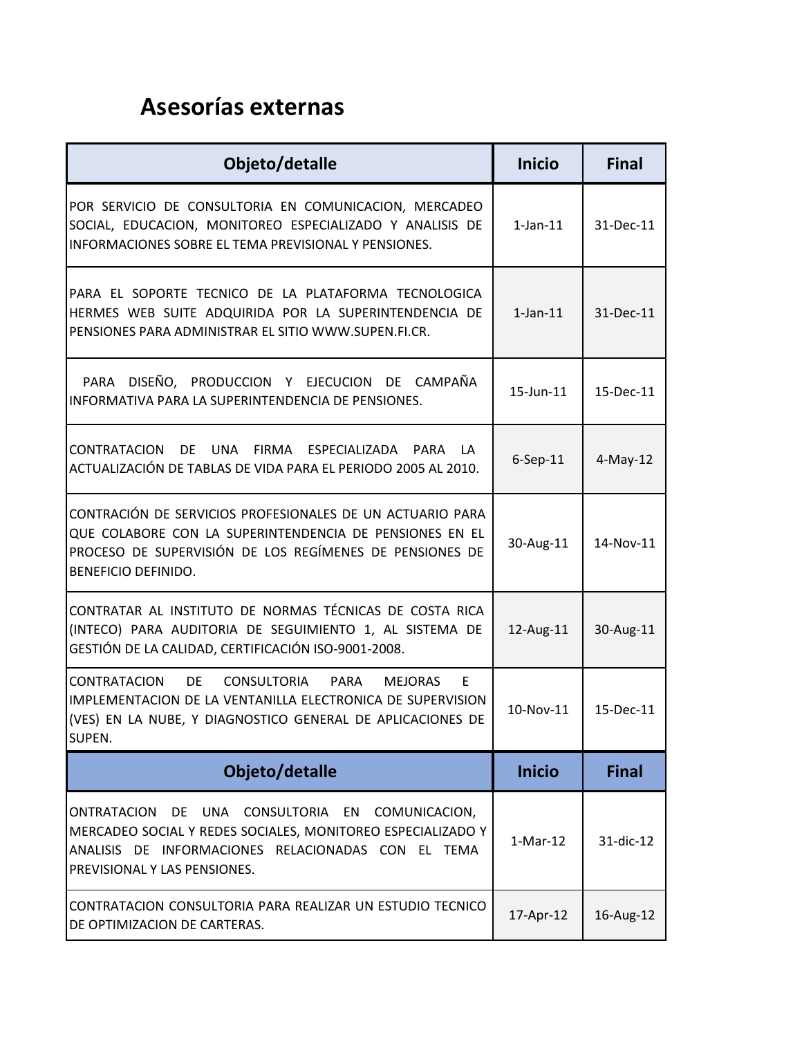# Asesorías externas

| Objeto/detalle | Inicio | Final |
|---|---|---|
| POR SERVICIO DE CONSULTORIA EN COMUNICACION, MERCADEO SOCIAL, EDUCACION, MONITOREO ESPECIALIZADO Y ANALISIS DE INFORMACIONES SOBRE EL TEMA PREVISIONAL Y PENSIONES. | 1-Jan-11 | 31-Dec-11 |
| PARA EL SOPORTE TECNICO DE LA PLATAFORMA TECNOLOGICA HERMES WEB SUITE ADQUIRIDA POR LA SUPERINTENDENCIA DE PENSIONES PARA ADMINISTRAR EL SITIO WWW.SUPEN.FI.CR. | 1-Jan-11 | 31-Dec-11 |
| PARA DISEÑO, PRODUCCION Y EJECUCION DE CAMPAÑA INFORMATIVA PARA LA SUPERINTENDENCIA DE PENSIONES. | 15-Jun-11 | 15-Dec-11 |
| CONTRATACION DE UNA FIRMA ESPECIALIZADA PARA LA ACTUALIZACIÓN DE TABLAS DE VIDA PARA EL PERIODO 2005 AL 2010. | 6-Sep-11 | 4-May-12 |
| CONTRACIÓN DE SERVICIOS PROFESIONALES DE UN ACTUARIO PARA QUE COLABORE CON LA SUPERINTENDENCIA DE PENSIONES EN EL PROCESO DE SUPERVISIÓN DE LOS REGÍMENES DE PENSIONES DE BENEFICIO DEFINIDO. | 30-Aug-11 | 14-Nov-11 |
| CONTRATAR AL INSTITUTO DE NORMAS TÉCNICAS DE COSTA RICA (INTECO) PARA AUDITORIA DE SEGUIMIENTO 1, AL SISTEMA DE GESTIÓN DE LA CALIDAD, CERTIFICACIÓN ISO-9001-2008. | 12-Aug-11 | 30-Aug-11 |
| CONTRATACION DE CONSULTORIA PARA MEJORAS E IMPLEMENTACION DE LA VENTANILLA ELECTRONICA DE SUPERVISION (VES) EN LA NUBE, Y DIAGNOSTICO GENERAL DE APLICACIONES DE SUPEN. | 10-Nov-11 | 15-Dec-11 |
| **Objeto/detalle** | **Inicio** | **Final** |
| ONTRATACION DE UNA CONSULTORIA EN COMUNICACION, MERCADEO SOCIAL Y REDES SOCIALES, MONITOREO ESPECIALIZADO Y ANALISIS DE INFORMACIONES RELACIONADAS CON EL TEMA PREVISIONAL Y LAS PENSIONES. | 1-Mar-12 | 31-dic-12 |
| CONTRATACION CONSULTORIA PARA REALIZAR UN ESTUDIO TECNICO DE OPTIMIZACION DE CARTERAS. | 17-Apr-12 | 16-Aug-12 |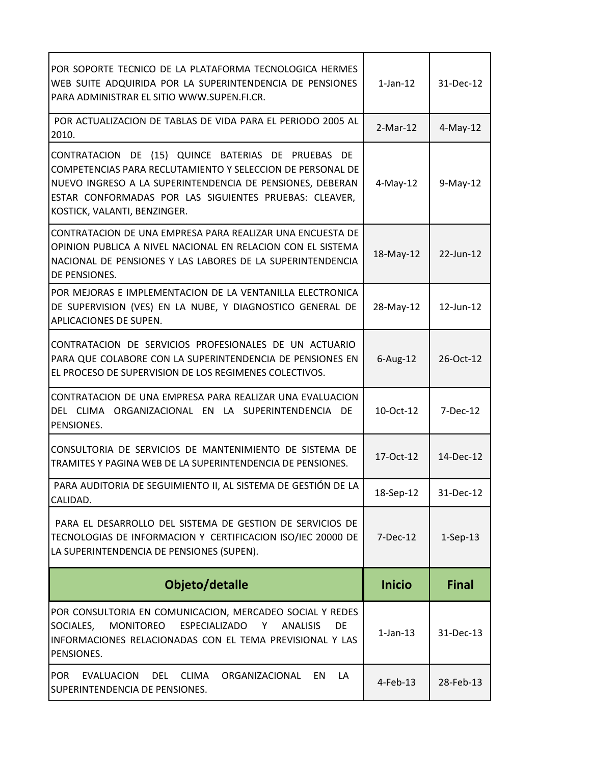| Objeto/detalle | Inicio | Final |
|---|---|---|
| POR SOPORTE TECNICO DE LA PLATAFORMA TECNOLOGICA HERMES WEB SUITE ADQUIRIDA POR LA SUPERINTENDENCIA DE PENSIONES PARA ADMINISTRAR EL SITIO WWW.SUPEN.FI.CR. | 1-Jan-12 | 31-Dec-12 |
| POR ACTUALIZACION DE TABLAS DE VIDA PARA EL PERIODO 2005 AL 2010. | 2-Mar-12 | 4-May-12 |
| CONTRATACION DE (15) QUINCE BATERIAS DE PRUEBAS DE COMPETENCIAS PARA RECLUTAMIENTO Y SELECCION DE PERSONAL DE NUEVO INGRESO A LA SUPERINTENDENCIA DE PENSIONES, DEBERAN ESTAR CONFORMADAS POR LAS SIGUIENTES PRUEBAS: CLEAVER, KOSTICK, VALANTI, BENZINGER. | 4-May-12 | 9-May-12 |
| CONTRATACION DE UNA EMPRESA PARA REALIZAR UNA ENCUESTA DE OPINION PUBLICA A NIVEL NACIONAL EN RELACION CON EL SISTEMA NACIONAL DE PENSIONES Y LAS LABORES DE LA SUPERINTENDENCIA DE PENSIONES. | 18-May-12 | 22-Jun-12 |
| POR MEJORAS E IMPLEMENTACION DE LA VENTANILLA ELECTRONICA DE SUPERVISION (VES) EN LA NUBE, Y DIAGNOSTICO GENERAL DE APLICACIONES DE SUPEN. | 28-May-12 | 12-Jun-12 |
| CONTRATACION DE SERVICIOS PROFESIONALES DE UN ACTUARIO PARA QUE COLABORE CON LA SUPERINTENDENCIA DE PENSIONES EN EL PROCESO DE SUPERVISION DE LOS REGIMENES COLECTIVOS. | 6-Aug-12 | 26-Oct-12 |
| CONTRATACION DE UNA EMPRESA PARA REALIZAR UNA EVALUACION DEL CLIMA ORGANIZACIONAL EN LA SUPERINTENDENCIA DE PENSIONES. | 10-Oct-12 | 7-Dec-12 |
| CONSULTORIA DE SERVICIOS DE MANTENIMIENTO DE SISTEMA DE TRAMITES Y PAGINA WEB DE LA SUPERINTENDENCIA DE PENSIONES. | 17-Oct-12 | 14-Dec-12 |
| PARA AUDITORIA DE SEGUIMIENTO II, AL SISTEMA DE GESTIÓN DE LA CALIDAD. | 18-Sep-12 | 31-Dec-12 |
| PARA EL DESARROLLO DEL SISTEMA DE GESTION DE SERVICIOS DE TECNOLOGIAS DE INFORMACION Y CERTIFICACION ISO/IEC 20000 DE LA SUPERINTENDENCIA DE PENSIONES (SUPEN). | 7-Dec-12 | 1-Sep-13 |

| Objeto/detalle | Inicio | Final |
|---|---|---|
| POR CONSULTORIA EN COMUNICACION, MERCADEO SOCIAL Y REDES SOCIALES, MONITOREO ESPECIALIZADO Y ANALISIS DE INFORMACIONES RELACIONADAS CON EL TEMA PREVISIONAL Y LAS PENSIONES. | 1-Jan-13 | 31-Dec-13 |
| POR EVALUACION DEL CLIMA ORGANIZACIONAL EN LA SUPERINTENDENCIA DE PENSIONES. | 4-Feb-13 | 28-Feb-13 |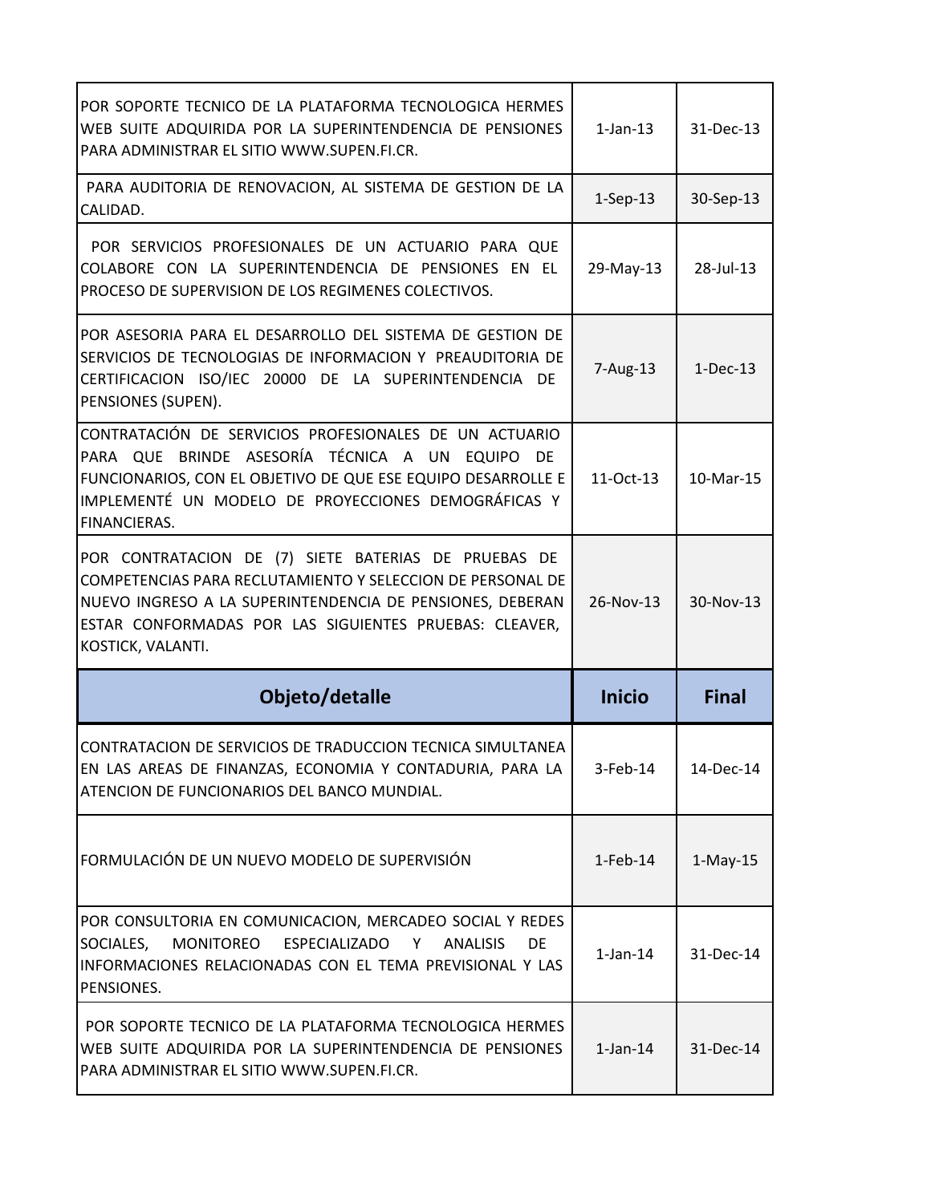| Objeto/detalle | Inicio | Final |
|---|---|---|
| POR SOPORTE TECNICO DE LA PLATAFORMA TECNOLOGICA HERMES WEB SUITE ADQUIRIDA POR LA SUPERINTENDENCIA DE PENSIONES PARA ADMINISTRAR EL SITIO WWW.SUPEN.FI.CR. | 1-Jan-13 | 31-Dec-13 |
| PARA AUDITORIA DE RENOVACION, AL SISTEMA DE GESTION DE LA CALIDAD. | 1-Sep-13 | 30-Sep-13 |
| POR SERVICIOS PROFESIONALES DE UN ACTUARIO PARA QUE COLABORE CON LA SUPERINTENDENCIA DE PENSIONES EN EL PROCESO DE SUPERVISION DE LOS REGIMENES COLECTIVOS. | 29-May-13 | 28-Jul-13 |
| POR ASESORIA PARA EL DESARROLLO DEL SISTEMA DE GESTION DE SERVICIOS DE TECNOLOGIAS DE INFORMACION Y PREAUDITORIA DE CERTIFICACION ISO/IEC 20000 DE LA SUPERINTENDENCIA DE PENSIONES (SUPEN). | 7-Aug-13 | 1-Dec-13 |
| CONTRATACIÓN DE SERVICIOS PROFESIONALES DE UN ACTUARIO PARA QUE BRINDE ASESORÍA TÉCNICA A UN EQUIPO DE FUNCIONARIOS, CON EL OBJETIVO DE QUE ESE EQUIPO DESARROLLE E IMPLEMENTÉ UN MODELO DE PROYECCIONES DEMOGRÁFICAS Y FINANCIERAS. | 11-Oct-13 | 10-Mar-15 |
| POR CONTRATACION DE (7) SIETE BATERIAS DE PRUEBAS DE COMPETENCIAS PARA RECLUTAMIENTO Y SELECCION DE PERSONAL DE NUEVO INGRESO A LA SUPERINTENDENCIA DE PENSIONES, DEBERAN ESTAR CONFORMADAS POR LAS SIGUIENTES PRUEBAS: CLEAVER, KOSTICK, VALANTI. | 26-Nov-13 | 30-Nov-13 |

| Objeto/detalle | Inicio | Final |
|---|---|---|
| CONTRATACION DE SERVICIOS DE TRADUCCION TECNICA SIMULTANEA EN LAS AREAS DE FINANZAS, ECONOMIA Y CONTADURIA, PARA LA ATENCION DE FUNCIONARIOS DEL BANCO MUNDIAL. | 3-Feb-14 | 14-Dec-14 |
| FORMULACIÓN DE UN NUEVO MODELO DE SUPERVISIÓN | 1-Feb-14 | 1-May-15 |
| POR CONSULTORIA EN COMUNICACION, MERCADEO SOCIAL Y REDES SOCIALES, MONITOREO ESPECIALIZADO Y ANALISIS DE INFORMACIONES RELACIONADAS CON EL TEMA PREVISIONAL Y LAS PENSIONES. | 1-Jan-14 | 31-Dec-14 |
| POR SOPORTE TECNICO DE LA PLATAFORMA TECNOLOGICA HERMES WEB SUITE ADQUIRIDA POR LA SUPERINTENDENCIA DE PENSIONES PARA ADMINISTRAR EL SITIO WWW.SUPEN.FI.CR. | 1-Jan-14 | 31-Dec-14 |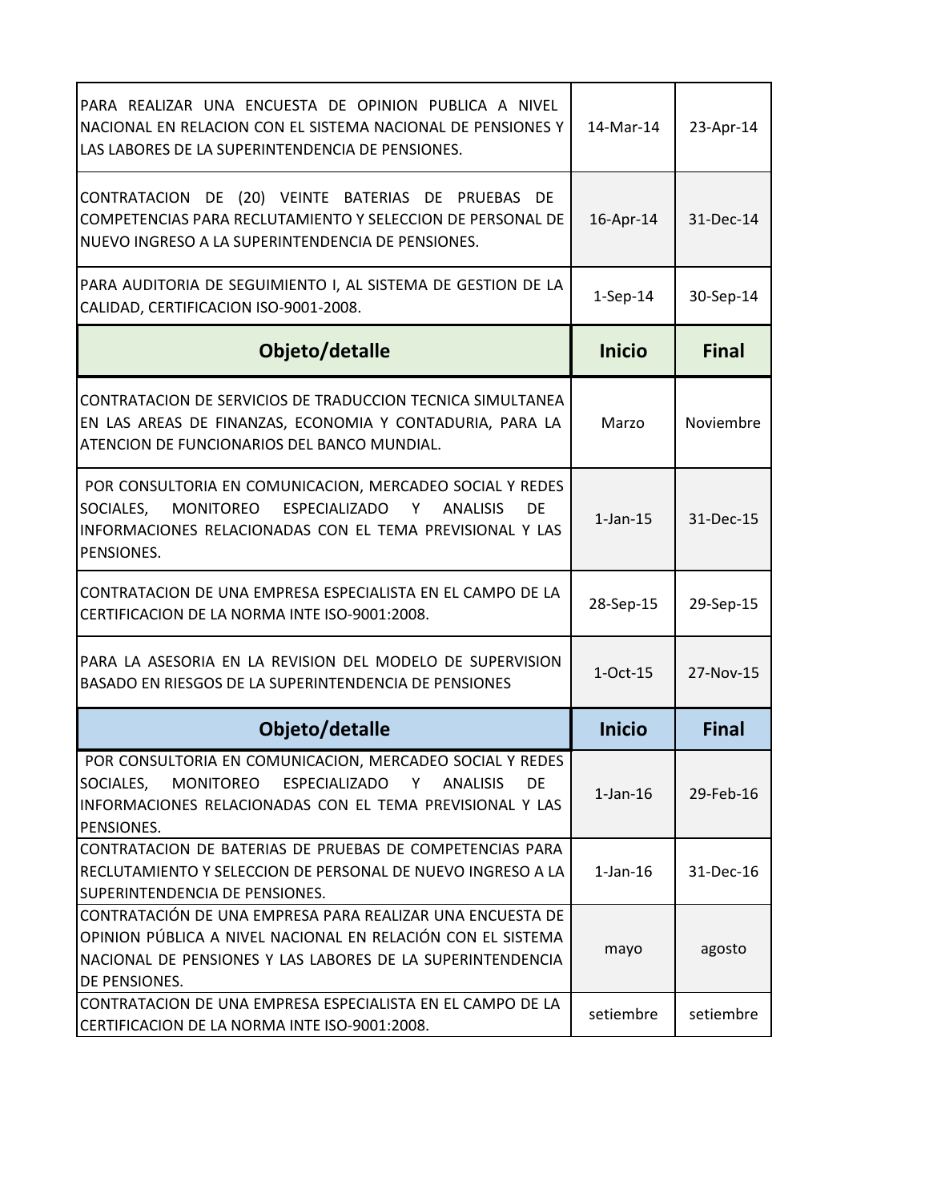| | | |
|---|---|---|
| PARA REALIZAR UNA ENCUESTA DE OPINION PUBLICA A NIVEL NACIONAL EN RELACION CON EL SISTEMA NACIONAL DE PENSIONES Y LAS LABORES DE LA SUPERINTENDENCIA DE PENSIONES. | 14-Mar-14 | 23-Apr-14 |
| CONTRATACION DE (20) VEINTE BATERIAS DE PRUEBAS DE COMPETENCIAS PARA RECLUTAMIENTO Y SELECCION DE PERSONAL DE NUEVO INGRESO A LA SUPERINTENDENCIA DE PENSIONES. | 16-Apr-14 | 31-Dec-14 |
| PARA AUDITORIA DE SEGUIMIENTO I, AL SISTEMA DE GESTION DE LA CALIDAD, CERTIFICACION ISO-9001-2008. | 1-Sep-14 | 30-Sep-14 |

| Objeto/detalle | Inicio | Final |
|---|---|---|
| CONTRATACION DE SERVICIOS DE TRADUCCION TECNICA SIMULTANEA EN LAS AREAS DE FINANZAS, ECONOMIA Y CONTADURIA, PARA LA ATENCION DE FUNCIONARIOS DEL BANCO MUNDIAL. | Marzo | Noviembre |
| POR CONSULTORIA EN COMUNICACION, MERCADEO SOCIAL Y REDES SOCIALES, MONITOREO ESPECIALIZADO Y ANALISIS DE INFORMACIONES RELACIONADAS CON EL TEMA PREVISIONAL Y LAS PENSIONES. | 1-Jan-15 | 31-Dec-15 |
| CONTRATACION DE UNA EMPRESA ESPECIALISTA EN EL CAMPO DE LA CERTIFICACION DE LA NORMA INTE ISO-9001:2008. | 28-Sep-15 | 29-Sep-15 |
| PARA LA ASESORIA EN LA REVISION DEL MODELO DE SUPERVISION BASADO EN RIESGOS DE LA SUPERINTENDENCIA DE PENSIONES | 1-Oct-15 | 27-Nov-15 |

| Objeto/detalle | Inicio | Final |
|---|---|---|
| POR CONSULTORIA EN COMUNICACION, MERCADEO SOCIAL Y REDES SOCIALES, MONITOREO ESPECIALIZADO Y ANALISIS DE INFORMACIONES RELACIONADAS CON EL TEMA PREVISIONAL Y LAS PENSIONES. | 1-Jan-16 | 29-Feb-16 |
| CONTRATACION DE BATERIAS DE PRUEBAS DE COMPETENCIAS PARA RECLUTAMIENTO Y SELECCION DE PERSONAL DE NUEVO INGRESO A LA SUPERINTENDENCIA DE PENSIONES. | 1-Jan-16 | 31-Dec-16 |
| CONTRATACIÓN DE UNA EMPRESA PARA REALIZAR UNA ENCUESTA DE OPINION PÚBLICA A NIVEL NACIONAL EN RELACIÓN CON EL SISTEMA NACIONAL DE PENSIONES Y LAS LABORES DE LA SUPERINTENDENCIA DE PENSIONES. | mayo | agosto |
| CONTRATACION DE UNA EMPRESA ESPECIALISTA EN EL CAMPO DE LA CERTIFICACION DE LA NORMA INTE ISO-9001:2008. | setiembre | setiembre |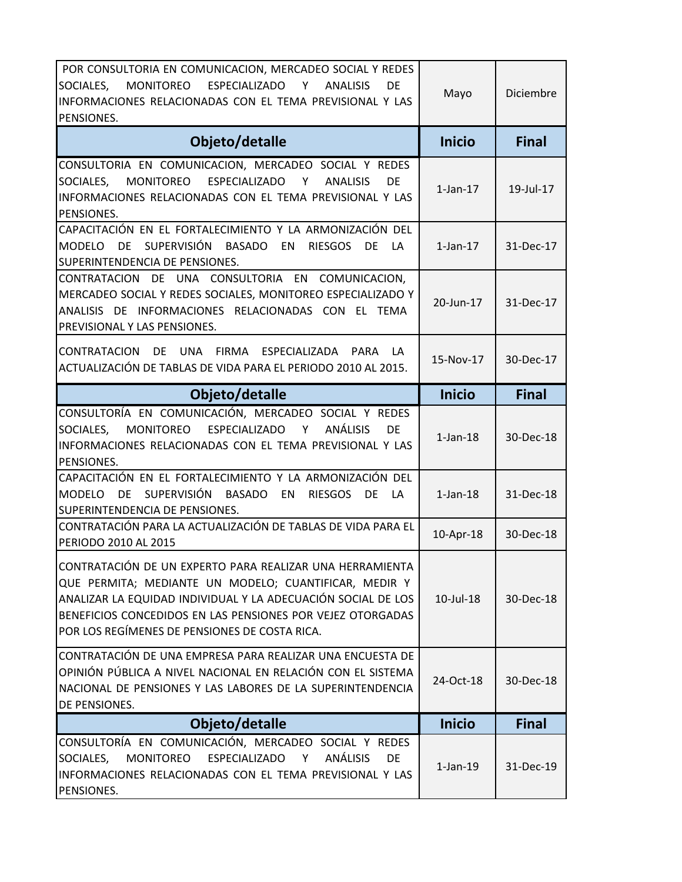| POR CONSULTORIA EN COMUNICACION, MERCADEO SOCIAL Y REDES SOCIALES, MONITOREO ESPECIALIZADO Y ANALISIS DE INFORMACIONES RELACIONADAS CON EL TEMA PREVISIONAL Y LAS PENSIONES. | Mayo | Diciembre |
|---|---|---|

| Objeto/detalle | Inicio | Final |
|---|---|---|
| CONSULTORIA EN COMUNICACION, MERCADEO SOCIAL Y REDES SOCIALES, MONITOREO ESPECIALIZADO Y ANALISIS DE INFORMACIONES RELACIONADAS CON EL TEMA PREVISIONAL Y LAS PENSIONES. | 1-Jan-17 | 19-Jul-17 |
| CAPACITACIÓN EN EL FORTALECIMIENTO Y LA ARMONIZACIÓN DEL MODELO DE SUPERVISIÓN BASADO EN RIESGOS DE LA SUPERINTENDENCIA DE PENSIONES. | 1-Jan-17 | 31-Dec-17 |
| CONTRATACION DE UNA CONSULTORIA EN COMUNICACION, MERCADEO SOCIAL Y REDES SOCIALES, MONITOREO ESPECIALIZADO Y ANALISIS DE INFORMACIONES RELACIONADAS CON EL TEMA PREVISIONAL Y LAS PENSIONES. | 20-Jun-17 | 31-Dec-17 |
| CONTRATACION DE UNA FIRMA ESPECIALIZADA PARA LA ACTUALIZACIÓN DE TABLAS DE VIDA PARA EL PERIODO 2010 AL 2015. | 15-Nov-17 | 30-Dec-17 |

| Objeto/detalle | Inicio | Final |
|---|---|---|
| CONSULTORÍA EN COMUNICACIÓN, MERCADEO SOCIAL Y REDES SOCIALES, MONITOREO ESPECIALIZADO Y ANÁLISIS DE INFORMACIONES RELACIONADAS CON EL TEMA PREVISIONAL Y LAS PENSIONES. | 1-Jan-18 | 30-Dec-18 |
| CAPACITACIÓN EN EL FORTALECIMIENTO Y LA ARMONIZACIÓN DEL MODELO DE SUPERVISIÓN BASADO EN RIESGOS DE LA SUPERINTENDENCIA DE PENSIONES. | 1-Jan-18 | 31-Dec-18 |
| CONTRATACIÓN PARA LA ACTUALIZACIÓN DE TABLAS DE VIDA PARA EL PERIODO 2010 AL 2015 | 10-Apr-18 | 30-Dec-18 |
| CONTRATACIÓN DE UN EXPERTO PARA REALIZAR UNA HERRAMIENTA QUE PERMITA; MEDIANTE UN MODELO; CUANTIFICAR, MEDIR Y ANALIZAR LA EQUIDAD INDIVIDUAL Y LA ADECUACIÓN SOCIAL DE LOS BENEFICIOS CONCEDIDOS EN LAS PENSIONES POR VEJEZ OTORGADAS POR LOS REGÍMENES DE PENSIONES DE COSTA RICA. | 10-Jul-18 | 30-Dec-18 |
| CONTRATACIÓN DE UNA EMPRESA PARA REALIZAR UNA ENCUESTA DE OPINIÓN PÚBLICA A NIVEL NACIONAL EN RELACIÓN CON EL SISTEMA NACIONAL DE PENSIONES Y LAS LABORES DE LA SUPERINTENDENCIA DE PENSIONES. | 24-Oct-18 | 30-Dec-18 |

| Objeto/detalle | Inicio | Final |
|---|---|---|
| CONSULTORÍA EN COMUNICACIÓN, MERCADEO SOCIAL Y REDES SOCIALES, MONITOREO ESPECIALIZADO Y ANÁLISIS DE INFORMACIONES RELACIONADAS CON EL TEMA PREVISIONAL Y LAS PENSIONES. | 1-Jan-19 | 31-Dec-19 |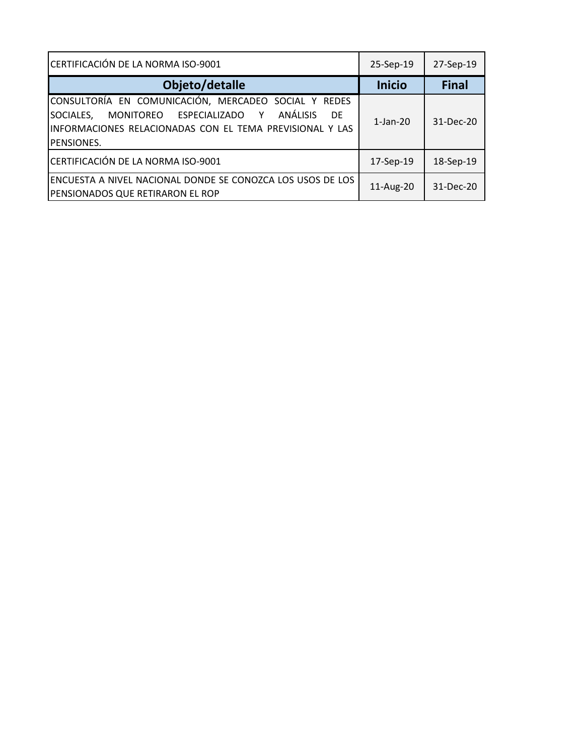| CERTIFICACIÓN DE LA NORMA ISO-9001 | 25-Sep-19 | 27-Sep-19 |
|---|---|---|
| **Objeto/detalle** | **Inicio** | **Final** |
| CONSULTORÍA EN COMUNICACIÓN, MERCADEO SOCIAL Y REDES SOCIALES, MONITOREO ESPECIALIZADO Y ANÁLISIS DE INFORMACIONES RELACIONADAS CON EL TEMA PREVISIONAL Y LAS PENSIONES. | 1-Jan-20 | 31-Dec-20 |
| CERTIFICACIÓN DE LA NORMA ISO-9001 | 17-Sep-19 | 18-Sep-19 |
| ENCUESTA A NIVEL NACIONAL DONDE SE CONOZCA LOS USOS DE LOS PENSIONADOS QUE RETIRARON EL ROP | 11-Aug-20 | 31-Dec-20 |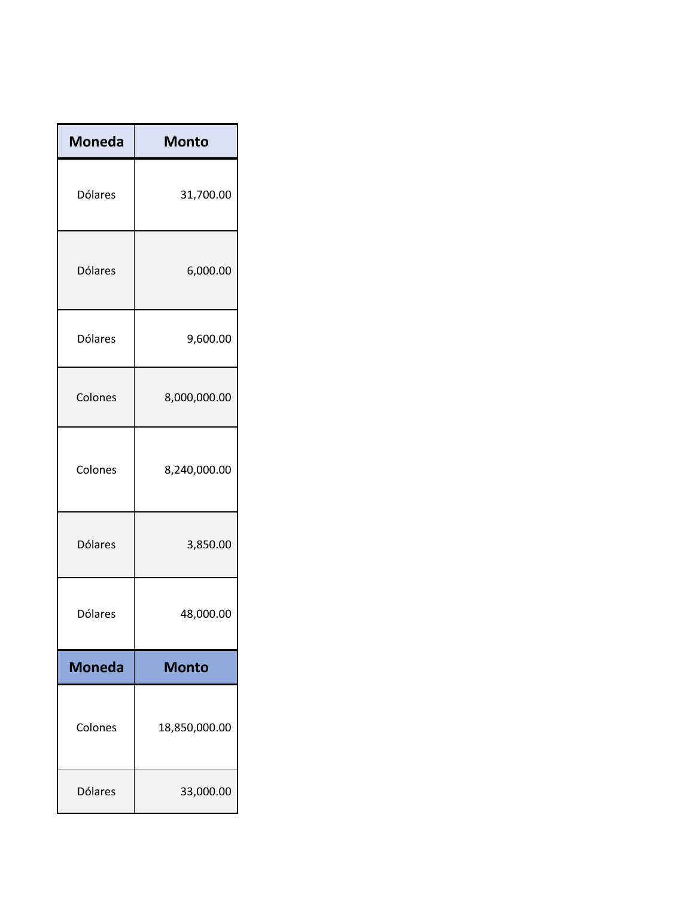| Moneda | Monto |
| --- | --- |
| Dólares | 31,700.00 |
| Dólares | 6,000.00 |
| Dólares | 9,600.00 |
| Colones | 8,000,000.00 |
| Colones | 8,240,000.00 |
| Dólares | 3,850.00 |
| Dólares | 48,000.00 |

| Moneda | Monto |
| --- | --- |
| Colones | 18,850,000.00 |
| Dólares | 33,000.00 |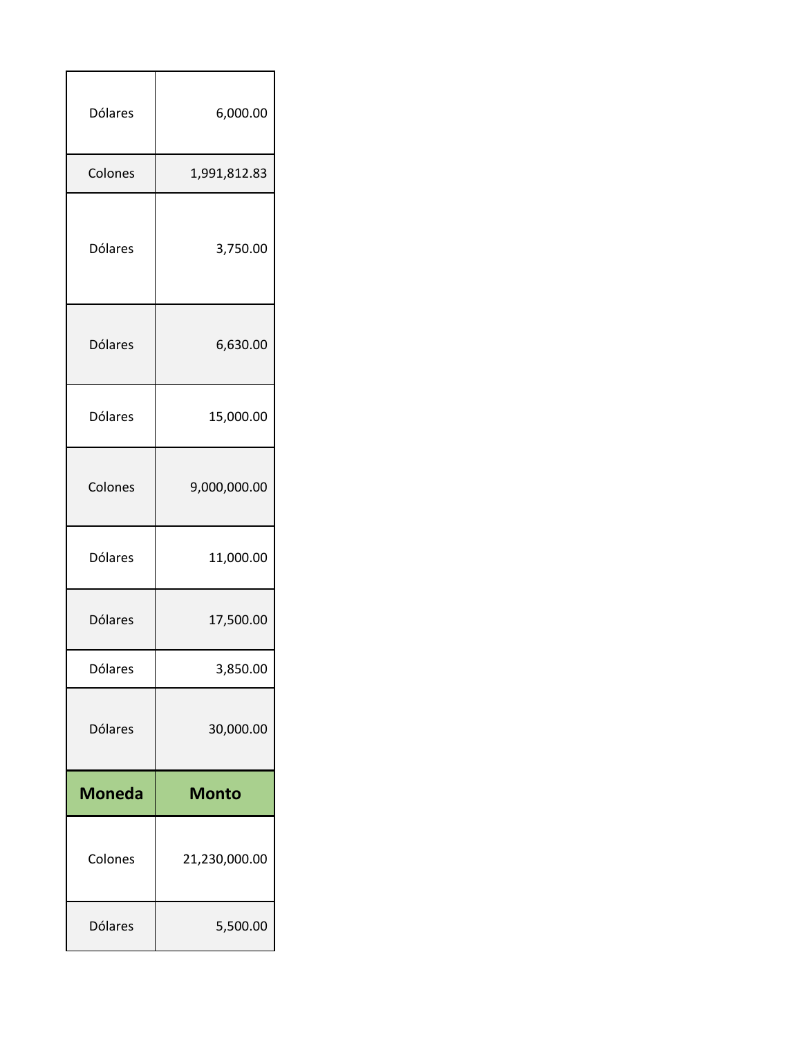| | |
|---|---|
| Dólares | 6,000.00 |
| Colones | 1,991,812.83 |
| Dólares | 3,750.00 |
| Dólares | 6,630.00 |
| Dólares | 15,000.00 |
| Colones | 9,000,000.00 |
| Dólares | 11,000.00 |
| Dólares | 17,500.00 |
| Dólares | 3,850.00 |
| Dólares | 30,000.00 |

| Moneda | Monto |
|---|---|
| Colones | 21,230,000.00 |
| Dólares | 5,500.00 |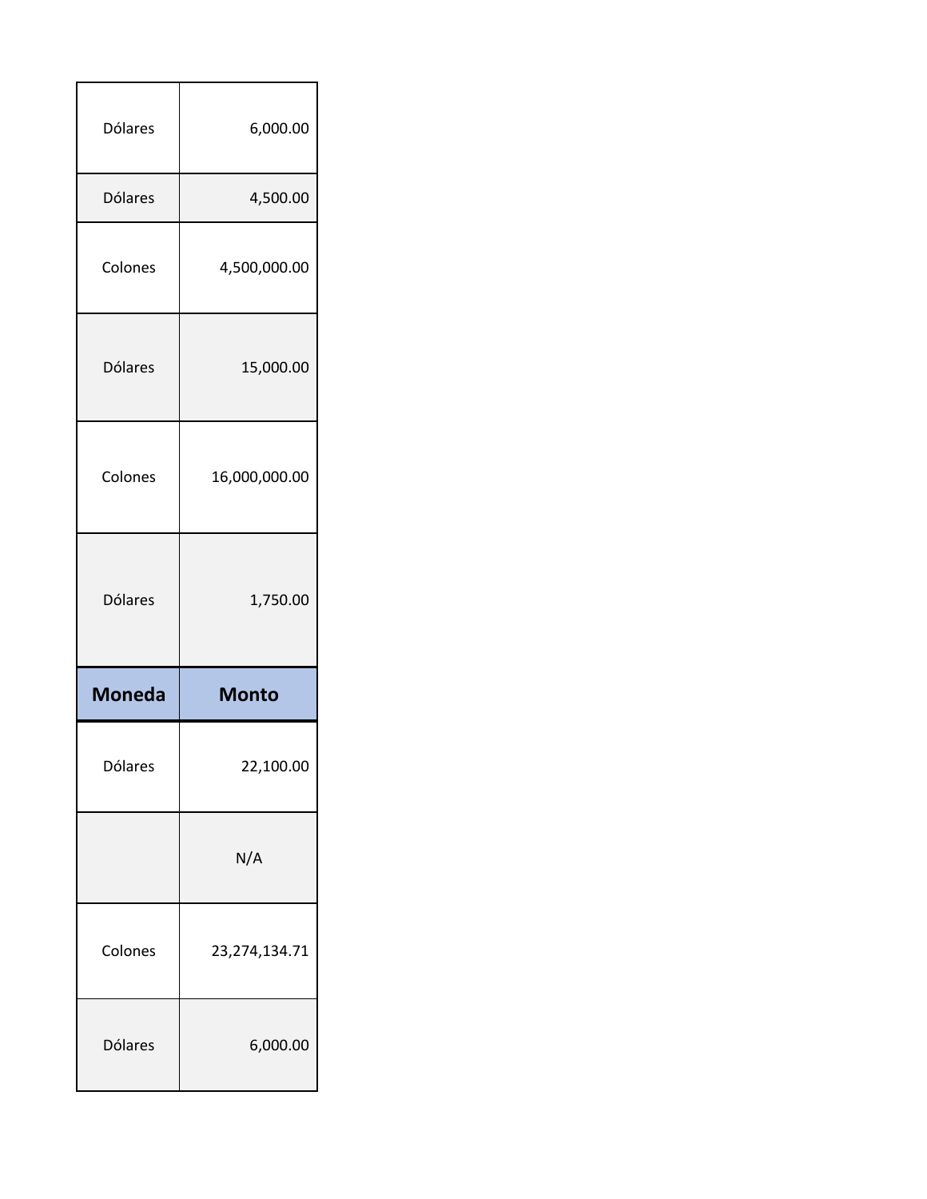| Dólares | 6,000.00 |
|---|---|
| Dólares | 4,500.00 |
| Colones | 4,500,000.00 |
| Dólares | 15,000.00 |
| Colones | 16,000,000.00 |
| Dólares | 1,750.00 |

| **Moneda** | **Monto** |
|---|---|
| Dólares | 22,100.00 |
| | N/A |
| Colones | 23,274,134.71 |
| Dólares | 6,000.00 |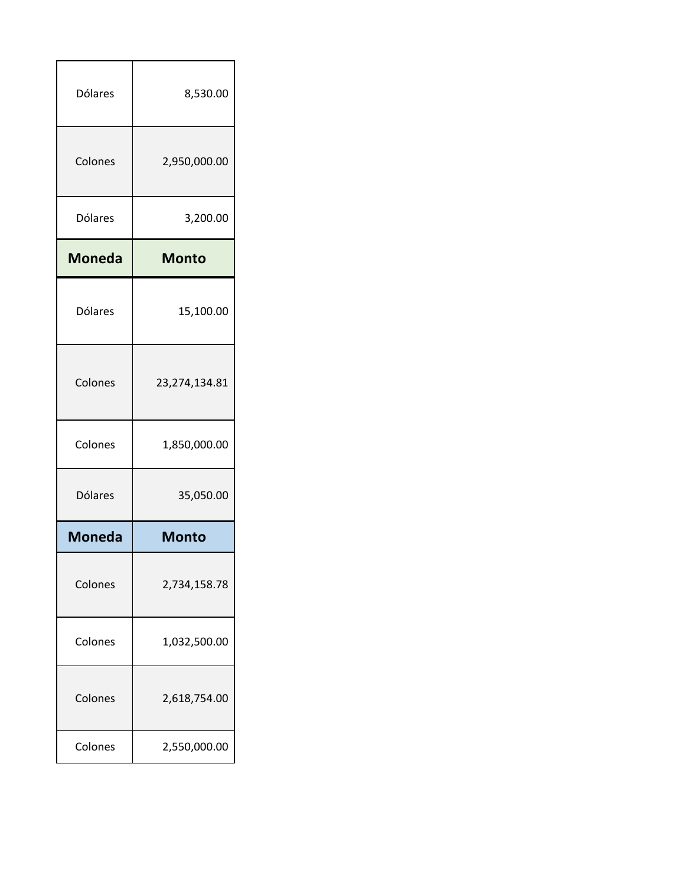| Dólares | 8,530.00 |
|---|---|
| Colones | 2,950,000.00 |
| Dólares | 3,200.00 |

| Moneda | Monto |
|---|---|
| Dólares | 15,100.00 |
| Colones | 23,274,134.81 |
| Colones | 1,850,000.00 |
| Dólares | 35,050.00 |

| Moneda | Monto |
|---|---|
| Colones | 2,734,158.78 |
| Colones | 1,032,500.00 |
| Colones | 2,618,754.00 |
| Colones | 2,550,000.00 |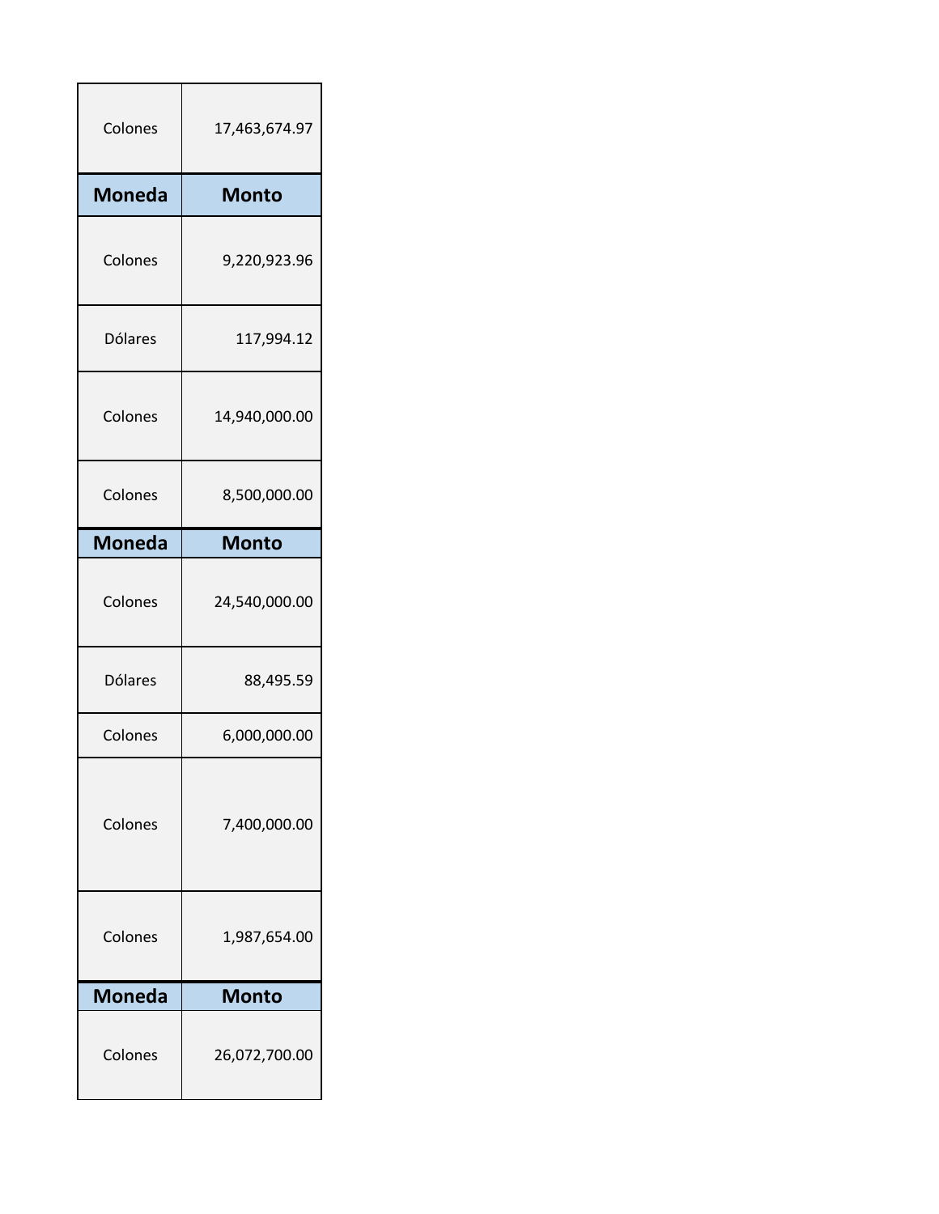| Colones | 17,463,674.97 |
|---|---|

| Moneda | Monto |
|---|---|
| Colones | 9,220,923.96 |
| Dólares | 117,994.12 |
| Colones | 14,940,000.00 |
| Colones | 8,500,000.00 |

| Moneda | Monto |
|---|---|
| Colones | 24,540,000.00 |
| Dólares | 88,495.59 |
| Colones | 6,000,000.00 |
| Colones | 7,400,000.00 |
| Colones | 1,987,654.00 |

| Moneda | Monto |
|---|---|
| Colones | 26,072,700.00 |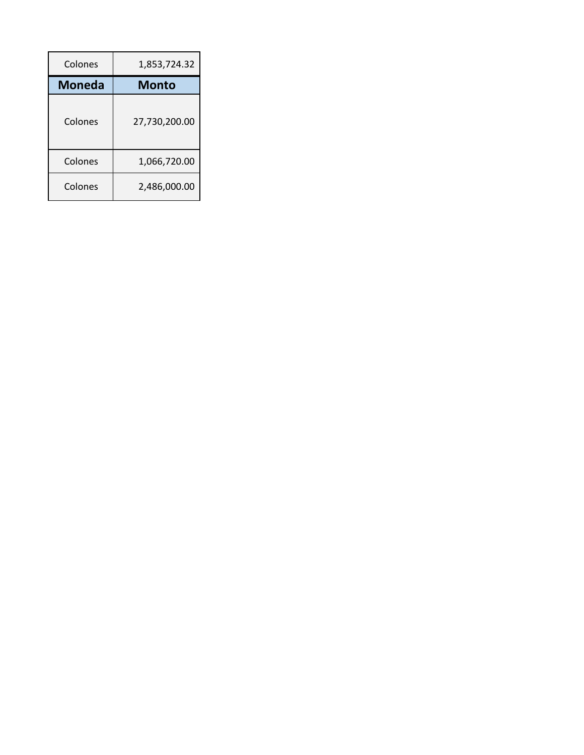| | |
|---|---|
| Colones | 1,853,724.32 |

| Moneda | Monto |
|---|---|
| Colones | 27,730,200.00 |
| Colones | 1,066,720.00 |
| Colones | 2,486,000.00 |